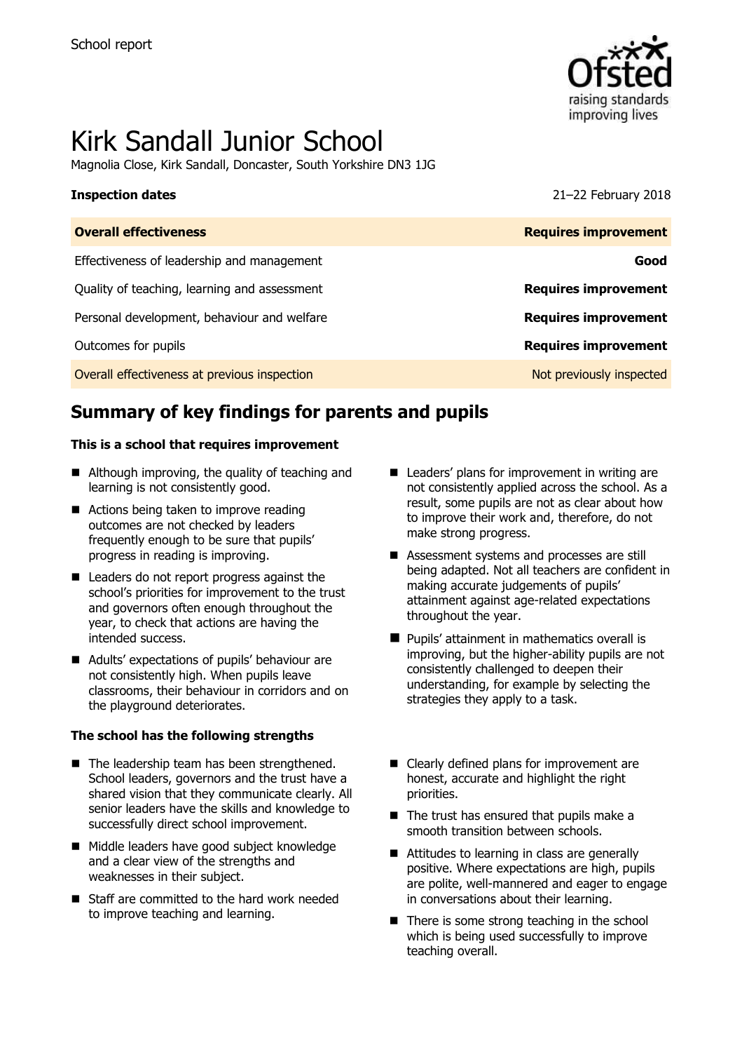School report

# Kirk Sandall Junior School

Magnolia Close, Kirk Sandall, Doncaster, South Yorkshire DN3 1JG

**Inspection dates** 21–22 February 2018

| **Overall effectiveness** | **Requires improvement** |
| --- | --- |
| Effectiveness of leadership and management | **Good** |
| Quality of teaching, learning and assessment | **Requires improvement** |
| Personal development, behaviour and welfare | **Requires improvement** |
| Outcomes for pupils | **Requires improvement** |
| Overall effectiveness at previous inspection | Not previously inspected |

## Summary of key findings for parents and pupils

**This is a school that requires improvement**

- Although improving, the quality of teaching and learning is not consistently good.
- Actions being taken to improve reading outcomes are not checked by leaders frequently enough to be sure that pupils' progress in reading is improving.
- Leaders do not report progress against the school's priorities for improvement to the trust and governors often enough throughout the year, to check that actions are having the intended success.
- Adults' expectations of pupils' behaviour are not consistently high. When pupils leave classrooms, their behaviour in corridors and on the playground deteriorates.
- Leaders' plans for improvement in writing are not consistently applied across the school. As a result, some pupils are not as clear about how to improve their work and, therefore, do not make strong progress.
- Assessment systems and processes are still being adapted. Not all teachers are confident in making accurate judgements of pupils' attainment against age-related expectations throughout the year.
- Pupils' attainment in mathematics overall is improving, but the higher-ability pupils are not consistently challenged to deepen their understanding, for example by selecting the strategies they apply to a task.

**The school has the following strengths**

- The leadership team has been strengthened. School leaders, governors and the trust have a shared vision that they communicate clearly. All senior leaders have the skills and knowledge to successfully direct school improvement.
- Middle leaders have good subject knowledge and a clear view of the strengths and weaknesses in their subject.
- Staff are committed to the hard work needed to improve teaching and learning.
- Clearly defined plans for improvement are honest, accurate and highlight the right priorities.
- The trust has ensured that pupils make a smooth transition between schools.
- Attitudes to learning in class are generally positive. Where expectations are high, pupils are polite, well-mannered and eager to engage in conversations about their learning.
- There is some strong teaching in the school which is being used successfully to improve teaching overall.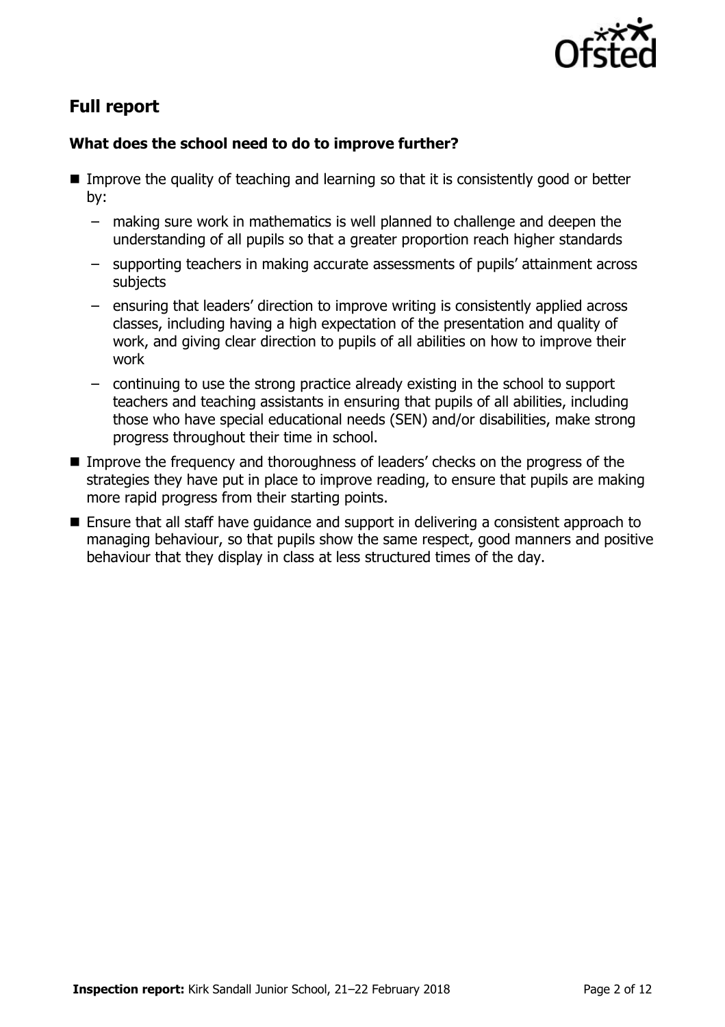## Full report

### What does the school need to do to improve further?

- Improve the quality of teaching and learning so that it is consistently good or better by:
  - making sure work in mathematics is well planned to challenge and deepen the understanding of all pupils so that a greater proportion reach higher standards
  - supporting teachers in making accurate assessments of pupils' attainment across subjects
  - ensuring that leaders' direction to improve writing is consistently applied across classes, including having a high expectation of the presentation and quality of work, and giving clear direction to pupils of all abilities on how to improve their work
  - continuing to use the strong practice already existing in the school to support teachers and teaching assistants in ensuring that pupils of all abilities, including those who have special educational needs (SEN) and/or disabilities, make strong progress throughout their time in school.
- Improve the frequency and thoroughness of leaders' checks on the progress of the strategies they have put in place to improve reading, to ensure that pupils are making more rapid progress from their starting points.
- Ensure that all staff have guidance and support in delivering a consistent approach to managing behaviour, so that pupils show the same respect, good manners and positive behaviour that they display in class at less structured times of the day.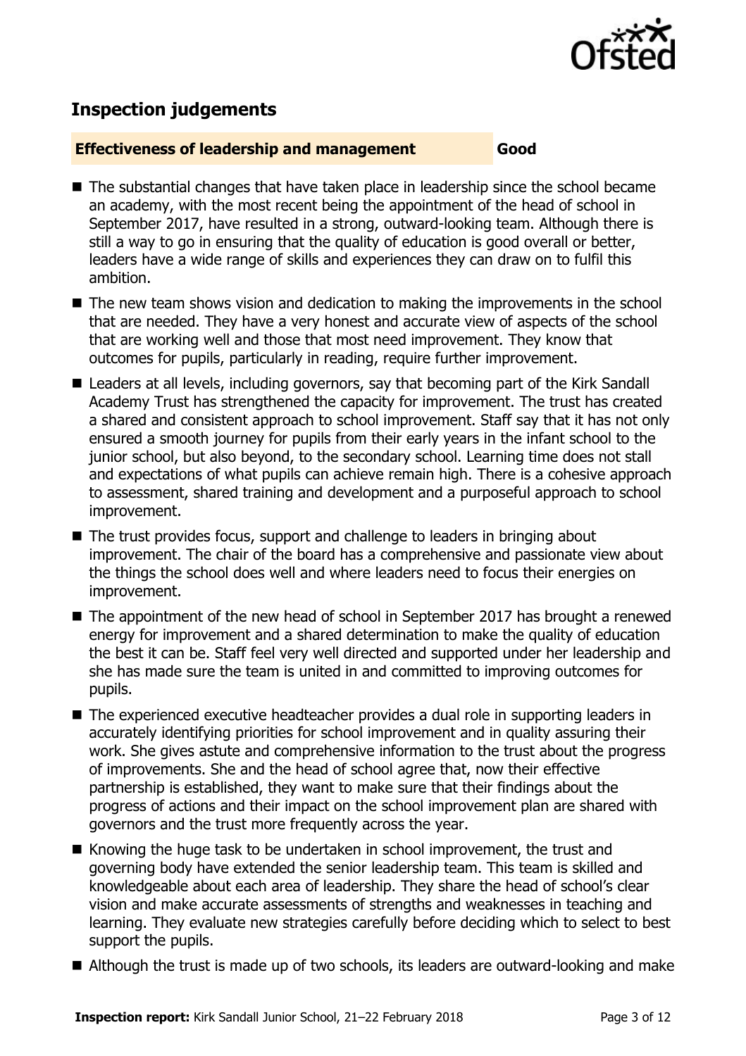## Inspection judgements

**Effectiveness of leadership and management** **Good**

- The substantial changes that have taken place in leadership since the school became an academy, with the most recent being the appointment of the head of school in September 2017, have resulted in a strong, outward-looking team. Although there is still a way to go in ensuring that the quality of education is good overall or better, leaders have a wide range of skills and experiences they can draw on to fulfil this ambition.
- The new team shows vision and dedication to making the improvements in the school that are needed. They have a very honest and accurate view of aspects of the school that are working well and those that most need improvement. They know that outcomes for pupils, particularly in reading, require further improvement.
- Leaders at all levels, including governors, say that becoming part of the Kirk Sandall Academy Trust has strengthened the capacity for improvement. The trust has created a shared and consistent approach to school improvement. Staff say that it has not only ensured a smooth journey for pupils from their early years in the infant school to the junior school, but also beyond, to the secondary school. Learning time does not stall and expectations of what pupils can achieve remain high. There is a cohesive approach to assessment, shared training and development and a purposeful approach to school improvement.
- The trust provides focus, support and challenge to leaders in bringing about improvement. The chair of the board has a comprehensive and passionate view about the things the school does well and where leaders need to focus their energies on improvement.
- The appointment of the new head of school in September 2017 has brought a renewed energy for improvement and a shared determination to make the quality of education the best it can be. Staff feel very well directed and supported under her leadership and she has made sure the team is united in and committed to improving outcomes for pupils.
- The experienced executive headteacher provides a dual role in supporting leaders in accurately identifying priorities for school improvement and in quality assuring their work. She gives astute and comprehensive information to the trust about the progress of improvements. She and the head of school agree that, now their effective partnership is established, they want to make sure that their findings about the progress of actions and their impact on the school improvement plan are shared with governors and the trust more frequently across the year.
- Knowing the huge task to be undertaken in school improvement, the trust and governing body have extended the senior leadership team. This team is skilled and knowledgeable about each area of leadership. They share the head of school's clear vision and make accurate assessments of strengths and weaknesses in teaching and learning. They evaluate new strategies carefully before deciding which to select to best support the pupils.
- Although the trust is made up of two schools, its leaders are outward-looking and make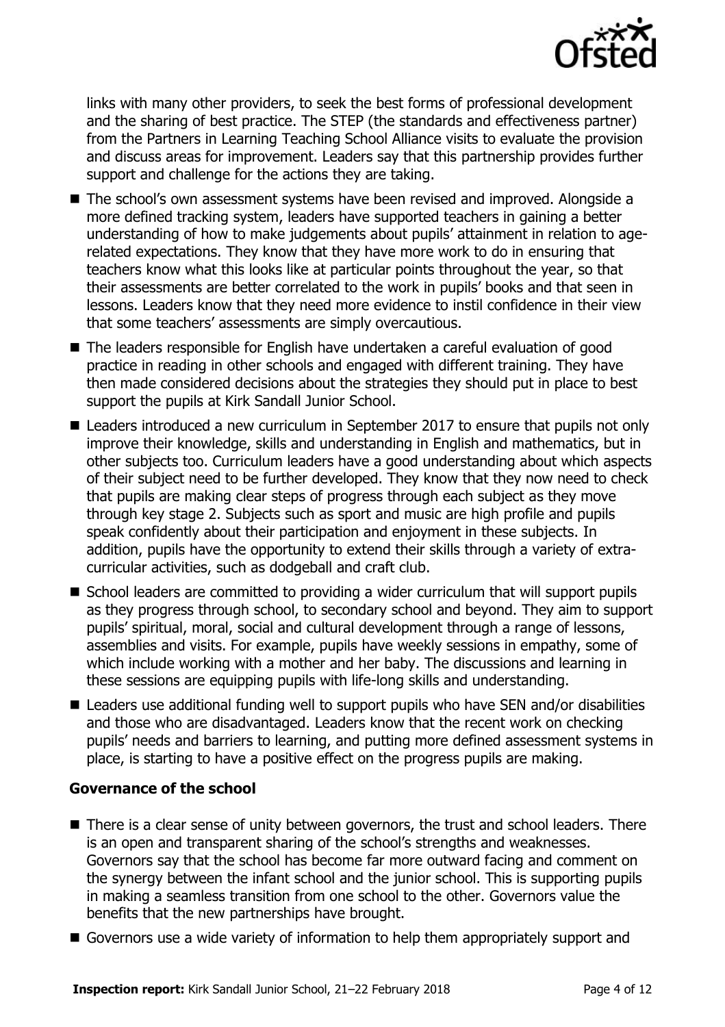links with many other providers, to seek the best forms of professional development and the sharing of best practice. The STEP (the standards and effectiveness partner) from the Partners in Learning Teaching School Alliance visits to evaluate the provision and discuss areas for improvement. Leaders say that this partnership provides further support and challenge for the actions they are taking.

- The school's own assessment systems have been revised and improved. Alongside a more defined tracking system, leaders have supported teachers in gaining a better understanding of how to make judgements about pupils' attainment in relation to age-related expectations. They know that they have more work to do in ensuring that teachers know what this looks like at particular points throughout the year, so that their assessments are better correlated to the work in pupils' books and that seen in lessons. Leaders know that they need more evidence to instil confidence in their view that some teachers' assessments are simply overcautious.
- The leaders responsible for English have undertaken a careful evaluation of good practice in reading in other schools and engaged with different training. They have then made considered decisions about the strategies they should put in place to best support the pupils at Kirk Sandall Junior School.
- Leaders introduced a new curriculum in September 2017 to ensure that pupils not only improve their knowledge, skills and understanding in English and mathematics, but in other subjects too. Curriculum leaders have a good understanding about which aspects of their subject need to be further developed. They know that they now need to check that pupils are making clear steps of progress through each subject as they move through key stage 2. Subjects such as sport and music are high profile and pupils speak confidently about their participation and enjoyment in these subjects. In addition, pupils have the opportunity to extend their skills through a variety of extra-curricular activities, such as dodgeball and craft club.
- School leaders are committed to providing a wider curriculum that will support pupils as they progress through school, to secondary school and beyond. They aim to support pupils' spiritual, moral, social and cultural development through a range of lessons, assemblies and visits. For example, pupils have weekly sessions in empathy, some of which include working with a mother and her baby. The discussions and learning in these sessions are equipping pupils with life-long skills and understanding.
- Leaders use additional funding well to support pupils who have SEN and/or disabilities and those who are disadvantaged. Leaders know that the recent work on checking pupils' needs and barriers to learning, and putting more defined assessment systems in place, is starting to have a positive effect on the progress pupils are making.

### Governance of the school

- There is a clear sense of unity between governors, the trust and school leaders. There is an open and transparent sharing of the school's strengths and weaknesses. Governors say that the school has become far more outward facing and comment on the synergy between the infant school and the junior school. This is supporting pupils in making a seamless transition from one school to the other. Governors value the benefits that the new partnerships have brought.
- Governors use a wide variety of information to help them appropriately support and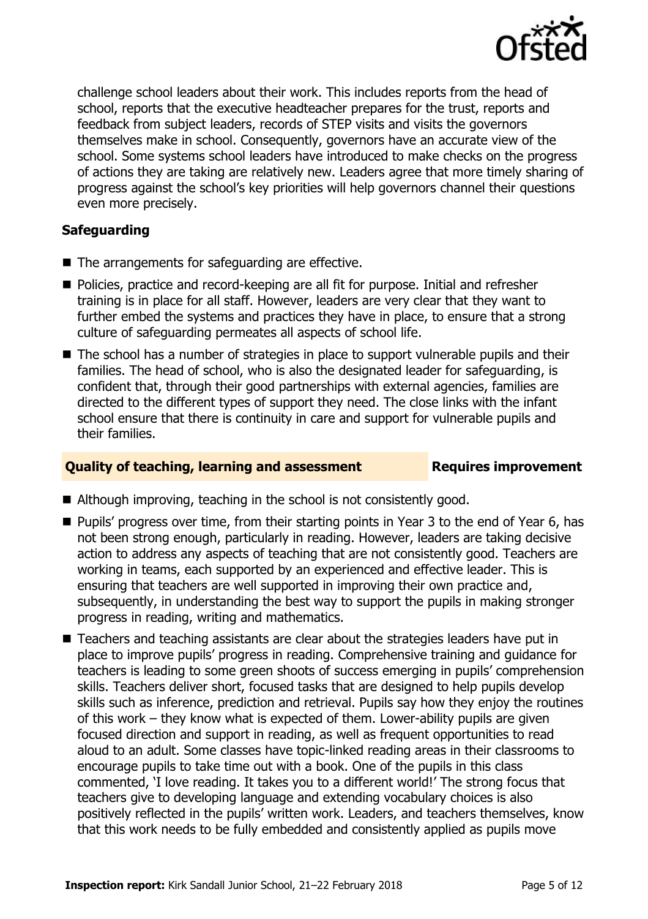challenge school leaders about their work. This includes reports from the head of school, reports that the executive headteacher prepares for the trust, reports and feedback from subject leaders, records of STEP visits and visits the governors themselves make in school. Consequently, governors have an accurate view of the school. Some systems school leaders have introduced to make checks on the progress of actions they are taking are relatively new. Leaders agree that more timely sharing of progress against the school's key priorities will help governors channel their questions even more precisely.

### Safeguarding

- The arrangements for safeguarding are effective.
- Policies, practice and record-keeping are all fit for purpose. Initial and refresher training is in place for all staff. However, leaders are very clear that they want to further embed the systems and practices they have in place, to ensure that a strong culture of safeguarding permeates all aspects of school life.
- The school has a number of strategies in place to support vulnerable pupils and their families. The head of school, who is also the designated leader for safeguarding, is confident that, through their good partnerships with external agencies, families are directed to the different types of support they need. The close links with the infant school ensure that there is continuity in care and support for vulnerable pupils and their families.

### Quality of teaching, learning and assessment — Requires improvement

- Although improving, teaching in the school is not consistently good.
- Pupils' progress over time, from their starting points in Year 3 to the end of Year 6, has not been strong enough, particularly in reading. However, leaders are taking decisive action to address any aspects of teaching that are not consistently good. Teachers are working in teams, each supported by an experienced and effective leader. This is ensuring that teachers are well supported in improving their own practice and, subsequently, in understanding the best way to support the pupils in making stronger progress in reading, writing and mathematics.
- Teachers and teaching assistants are clear about the strategies leaders have put in place to improve pupils' progress in reading. Comprehensive training and guidance for teachers is leading to some green shoots of success emerging in pupils' comprehension skills. Teachers deliver short, focused tasks that are designed to help pupils develop skills such as inference, prediction and retrieval. Pupils say how they enjoy the routines of this work – they know what is expected of them. Lower-ability pupils are given focused direction and support in reading, as well as frequent opportunities to read aloud to an adult. Some classes have topic-linked reading areas in their classrooms to encourage pupils to take time out with a book. One of the pupils in this class commented, 'I love reading. It takes you to a different world!' The strong focus that teachers give to developing language and extending vocabulary choices is also positively reflected in the pupils' written work. Leaders, and teachers themselves, know that this work needs to be fully embedded and consistently applied as pupils move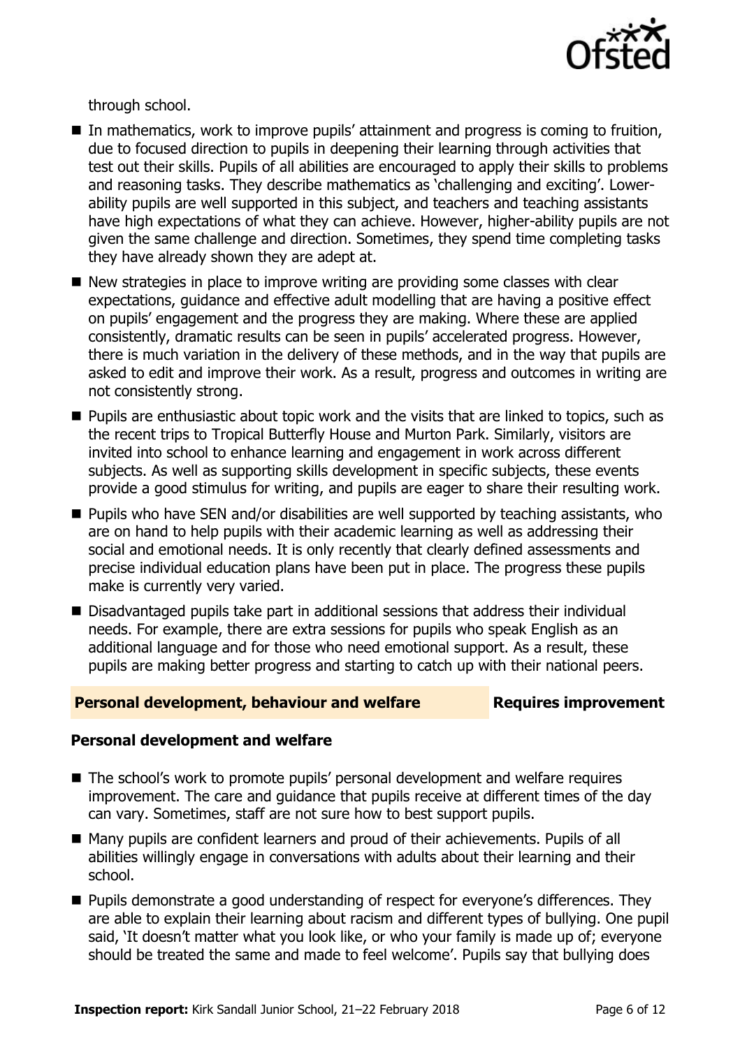through school.

- In mathematics, work to improve pupils' attainment and progress is coming to fruition, due to focused direction to pupils in deepening their learning through activities that test out their skills. Pupils of all abilities are encouraged to apply their skills to problems and reasoning tasks. They describe mathematics as 'challenging and exciting'. Lower-ability pupils are well supported in this subject, and teachers and teaching assistants have high expectations of what they can achieve. However, higher-ability pupils are not given the same challenge and direction. Sometimes, they spend time completing tasks they have already shown they are adept at.
- New strategies in place to improve writing are providing some classes with clear expectations, guidance and effective adult modelling that are having a positive effect on pupils' engagement and the progress they are making. Where these are applied consistently, dramatic results can be seen in pupils' accelerated progress. However, there is much variation in the delivery of these methods, and in the way that pupils are asked to edit and improve their work. As a result, progress and outcomes in writing are not consistently strong.
- Pupils are enthusiastic about topic work and the visits that are linked to topics, such as the recent trips to Tropical Butterfly House and Murton Park. Similarly, visitors are invited into school to enhance learning and engagement in work across different subjects. As well as supporting skills development in specific subjects, these events provide a good stimulus for writing, and pupils are eager to share their resulting work.
- Pupils who have SEN and/or disabilities are well supported by teaching assistants, who are on hand to help pupils with their academic learning as well as addressing their social and emotional needs. It is only recently that clearly defined assessments and precise individual education plans have been put in place. The progress these pupils make is currently very varied.
- Disadvantaged pupils take part in additional sessions that address their individual needs. For example, there are extra sessions for pupils who speak English as an additional language and for those who need emotional support. As a result, these pupils are making better progress and starting to catch up with their national peers.

## Personal development, behaviour and welfare — Requires improvement

### Personal development and welfare

- The school's work to promote pupils' personal development and welfare requires improvement. The care and guidance that pupils receive at different times of the day can vary. Sometimes, staff are not sure how to best support pupils.
- Many pupils are confident learners and proud of their achievements. Pupils of all abilities willingly engage in conversations with adults about their learning and their school.
- Pupils demonstrate a good understanding of respect for everyone's differences. They are able to explain their learning about racism and different types of bullying. One pupil said, 'It doesn't matter what you look like, or who your family is made up of; everyone should be treated the same and made to feel welcome'. Pupils say that bullying does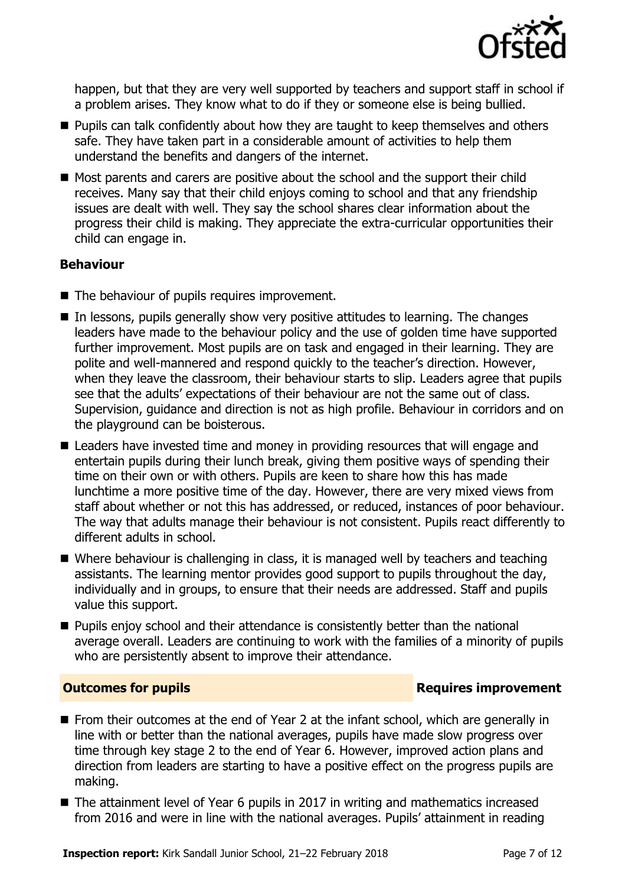happen, but that they are very well supported by teachers and support staff in school if a problem arises. They know what to do if they or someone else is being bullied.

- Pupils can talk confidently about how they are taught to keep themselves and others safe. They have taken part in a considerable amount of activities to help them understand the benefits and dangers of the internet.
- Most parents and carers are positive about the school and the support their child receives. Many say that their child enjoys coming to school and that any friendship issues are dealt with well. They say the school shares clear information about the progress their child is making. They appreciate the extra-curricular opportunities their child can engage in.

**Behaviour**

- The behaviour of pupils requires improvement.
- In lessons, pupils generally show very positive attitudes to learning. The changes leaders have made to the behaviour policy and the use of golden time have supported further improvement. Most pupils are on task and engaged in their learning. They are polite and well-mannered and respond quickly to the teacher's direction. However, when they leave the classroom, their behaviour starts to slip. Leaders agree that pupils see that the adults' expectations of their behaviour are not the same out of class. Supervision, guidance and direction is not as high profile. Behaviour in corridors and on the playground can be boisterous.
- Leaders have invested time and money in providing resources that will engage and entertain pupils during their lunch break, giving them positive ways of spending their time on their own or with others. Pupils are keen to share how this has made lunchtime a more positive time of the day. However, there are very mixed views from staff about whether or not this has addressed, or reduced, instances of poor behaviour. The way that adults manage their behaviour is not consistent. Pupils react differently to different adults in school.
- Where behaviour is challenging in class, it is managed well by teachers and teaching assistants. The learning mentor provides good support to pupils throughout the day, individually and in groups, to ensure that their needs are addressed. Staff and pupils value this support.
- Pupils enjoy school and their attendance is consistently better than the national average overall. Leaders are continuing to work with the families of a minority of pupils who are persistently absent to improve their attendance.

## Outcomes for pupils — Requires improvement

- From their outcomes at the end of Year 2 at the infant school, which are generally in line with or better than the national averages, pupils have made slow progress over time through key stage 2 to the end of Year 6. However, improved action plans and direction from leaders are starting to have a positive effect on the progress pupils are making.
- The attainment level of Year 6 pupils in 2017 in writing and mathematics increased from 2016 and were in line with the national averages. Pupils' attainment in reading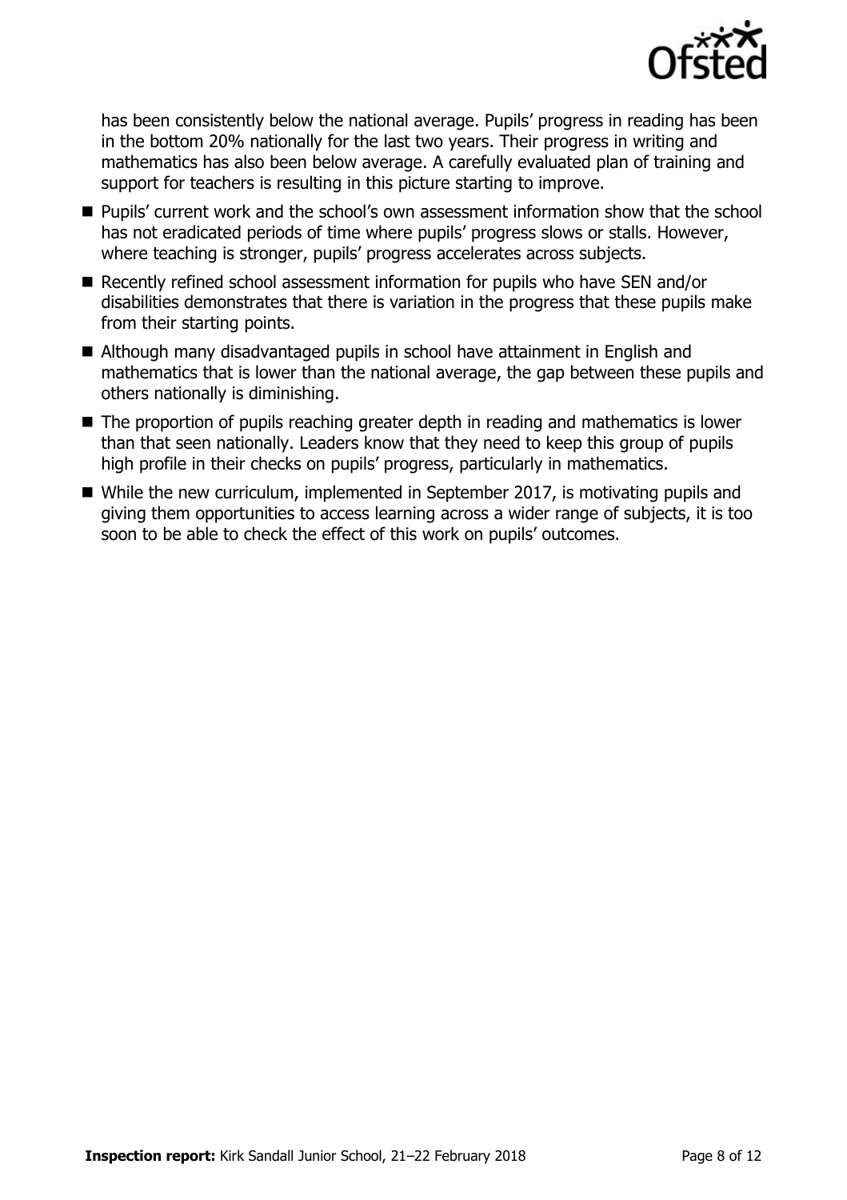has been consistently below the national average. Pupils' progress in reading has been in the bottom 20% nationally for the last two years. Their progress in writing and mathematics has also been below average. A carefully evaluated plan of training and support for teachers is resulting in this picture starting to improve.

- Pupils' current work and the school's own assessment information show that the school has not eradicated periods of time where pupils' progress slows or stalls. However, where teaching is stronger, pupils' progress accelerates across subjects.
- Recently refined school assessment information for pupils who have SEN and/or disabilities demonstrates that there is variation in the progress that these pupils make from their starting points.
- Although many disadvantaged pupils in school have attainment in English and mathematics that is lower than the national average, the gap between these pupils and others nationally is diminishing.
- The proportion of pupils reaching greater depth in reading and mathematics is lower than that seen nationally. Leaders know that they need to keep this group of pupils high profile in their checks on pupils' progress, particularly in mathematics.
- While the new curriculum, implemented in September 2017, is motivating pupils and giving them opportunities to access learning across a wider range of subjects, it is too soon to be able to check the effect of this work on pupils' outcomes.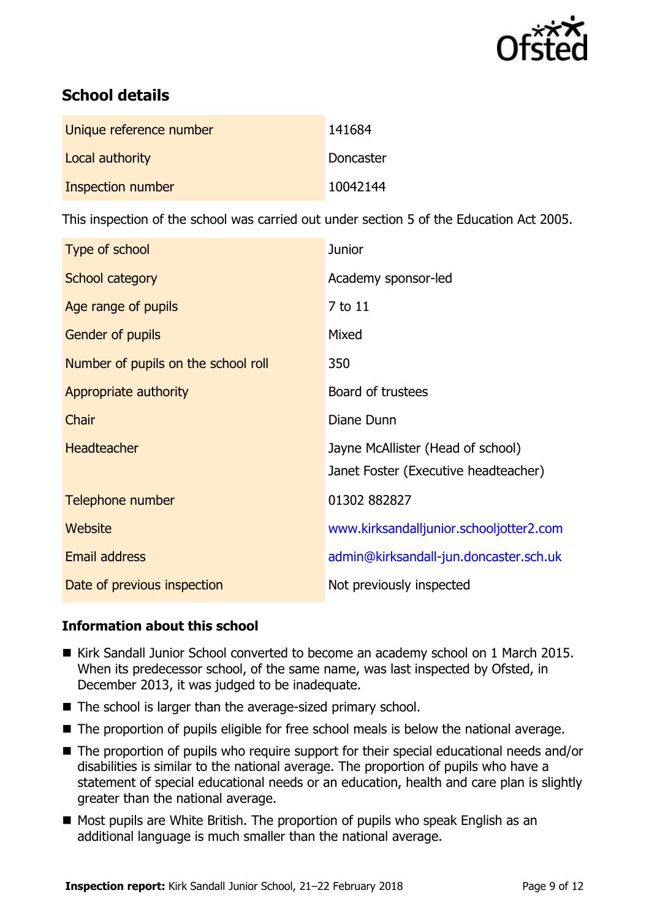## School details

| | |
|---|---|
| Unique reference number | 141684 |
| Local authority | Doncaster |
| Inspection number | 10042144 |

This inspection of the school was carried out under section 5 of the Education Act 2005.

| | |
|---|---|
| Type of school | Junior |
| School category | Academy sponsor-led |
| Age range of pupils | 7 to 11 |
| Gender of pupils | Mixed |
| Number of pupils on the school roll | 350 |
| Appropriate authority | Board of trustees |
| Chair | Diane Dunn |
| Headteacher | Jayne McAllister (Head of school)<br>Janet Foster (Executive headteacher) |
| Telephone number | 01302 882827 |
| Website | www.kirksandalljunior.schooljotter2.com |
| Email address | admin@kirksandall-jun.doncaster.sch.uk |
| Date of previous inspection | Not previously inspected |

### Information about this school

- Kirk Sandall Junior School converted to become an academy school on 1 March 2015. When its predecessor school, of the same name, was last inspected by Ofsted, in December 2013, it was judged to be inadequate.
- The school is larger than the average-sized primary school.
- The proportion of pupils eligible for free school meals is below the national average.
- The proportion of pupils who require support for their special educational needs and/or disabilities is similar to the national average. The proportion of pupils who have a statement of special educational needs or an education, health and care plan is slightly greater than the national average.
- Most pupils are White British. The proportion of pupils who speak English as an additional language is much smaller than the national average.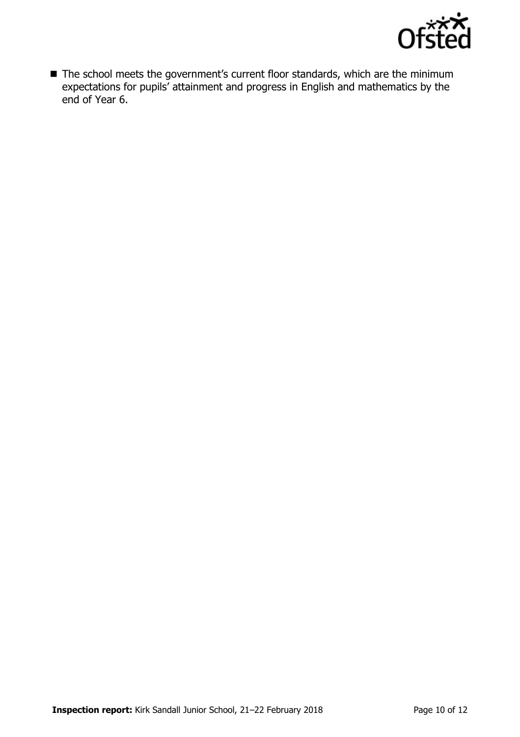- The school meets the government's current floor standards, which are the minimum expectations for pupils' attainment and progress in English and mathematics by the end of Year 6.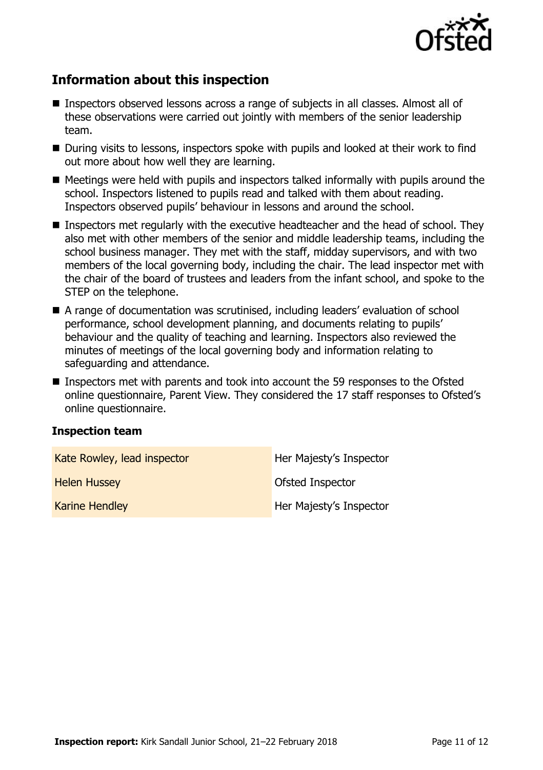## Information about this inspection

- Inspectors observed lessons across a range of subjects in all classes. Almost all of these observations were carried out jointly with members of the senior leadership team.
- During visits to lessons, inspectors spoke with pupils and looked at their work to find out more about how well they are learning.
- Meetings were held with pupils and inspectors talked informally with pupils around the school. Inspectors listened to pupils read and talked with them about reading. Inspectors observed pupils' behaviour in lessons and around the school.
- Inspectors met regularly with the executive headteacher and the head of school. They also met with other members of the senior and middle leadership teams, including the school business manager. They met with the staff, midday supervisors, and with two members of the local governing body, including the chair. The lead inspector met with the chair of the board of trustees and leaders from the infant school, and spoke to the STEP on the telephone.
- A range of documentation was scrutinised, including leaders' evaluation of school performance, school development planning, and documents relating to pupils' behaviour and the quality of teaching and learning. Inspectors also reviewed the minutes of meetings of the local governing body and information relating to safeguarding and attendance.
- Inspectors met with parents and took into account the 59 responses to the Ofsted online questionnaire, Parent View. They considered the 17 staff responses to Ofsted's online questionnaire.

### Inspection team

| | |
|---|---|
| Kate Rowley, lead inspector | Her Majesty's Inspector |
| Helen Hussey | Ofsted Inspector |
| Karine Hendley | Her Majesty's Inspector |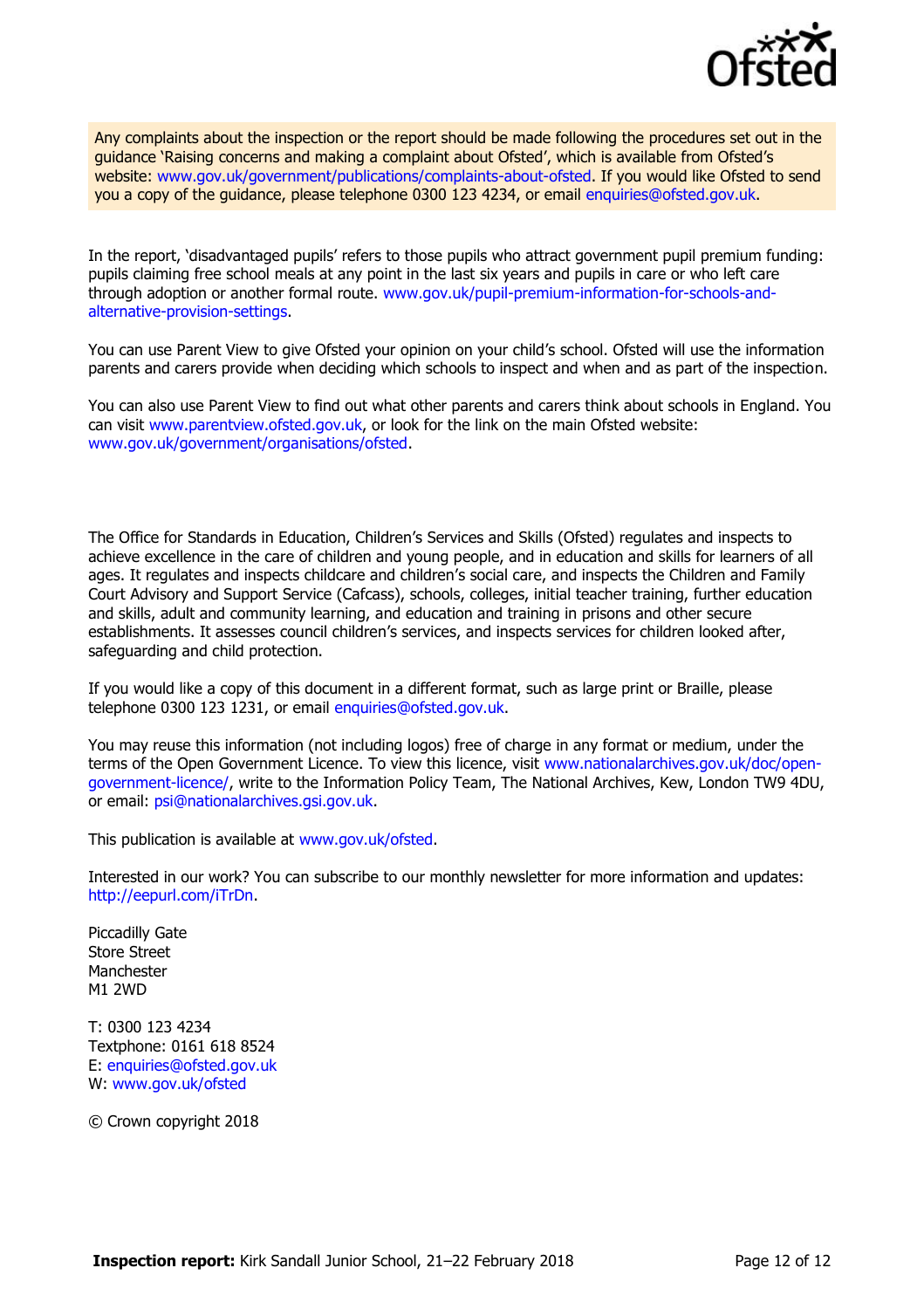Any complaints about the inspection or the report should be made following the procedures set out in the guidance 'Raising concerns and making a complaint about Ofsted', which is available from Ofsted's website: www.gov.uk/government/publications/complaints-about-ofsted. If you would like Ofsted to send you a copy of the guidance, please telephone 0300 123 4234, or email enquiries@ofsted.gov.uk.

In the report, 'disadvantaged pupils' refers to those pupils who attract government pupil premium funding: pupils claiming free school meals at any point in the last six years and pupils in care or who left care through adoption or another formal route. www.gov.uk/pupil-premium-information-for-schools-and-alternative-provision-settings.

You can use Parent View to give Ofsted your opinion on your child's school. Ofsted will use the information parents and carers provide when deciding which schools to inspect and when and as part of the inspection.

You can also use Parent View to find out what other parents and carers think about schools in England. You can visit www.parentview.ofsted.gov.uk, or look for the link on the main Ofsted website: www.gov.uk/government/organisations/ofsted.

The Office for Standards in Education, Children's Services and Skills (Ofsted) regulates and inspects to achieve excellence in the care of children and young people, and in education and skills for learners of all ages. It regulates and inspects childcare and children's social care, and inspects the Children and Family Court Advisory and Support Service (Cafcass), schools, colleges, initial teacher training, further education and skills, adult and community learning, and education and training in prisons and other secure establishments. It assesses council children's services, and inspects services for children looked after, safeguarding and child protection.

If you would like a copy of this document in a different format, such as large print or Braille, please telephone 0300 123 1231, or email enquiries@ofsted.gov.uk.

You may reuse this information (not including logos) free of charge in any format or medium, under the terms of the Open Government Licence. To view this licence, visit www.nationalarchives.gov.uk/doc/open-government-licence/, write to the Information Policy Team, The National Archives, Kew, London TW9 4DU, or email: psi@nationalarchives.gsi.gov.uk.

This publication is available at www.gov.uk/ofsted.

Interested in our work? You can subscribe to our monthly newsletter for more information and updates: http://eepurl.com/iTrDn.

Piccadilly Gate
Store Street
Manchester
M1 2WD

T: 0300 123 4234
Textphone: 0161 618 8524
E: enquiries@ofsted.gov.uk
W: www.gov.uk/ofsted

© Crown copyright 2018